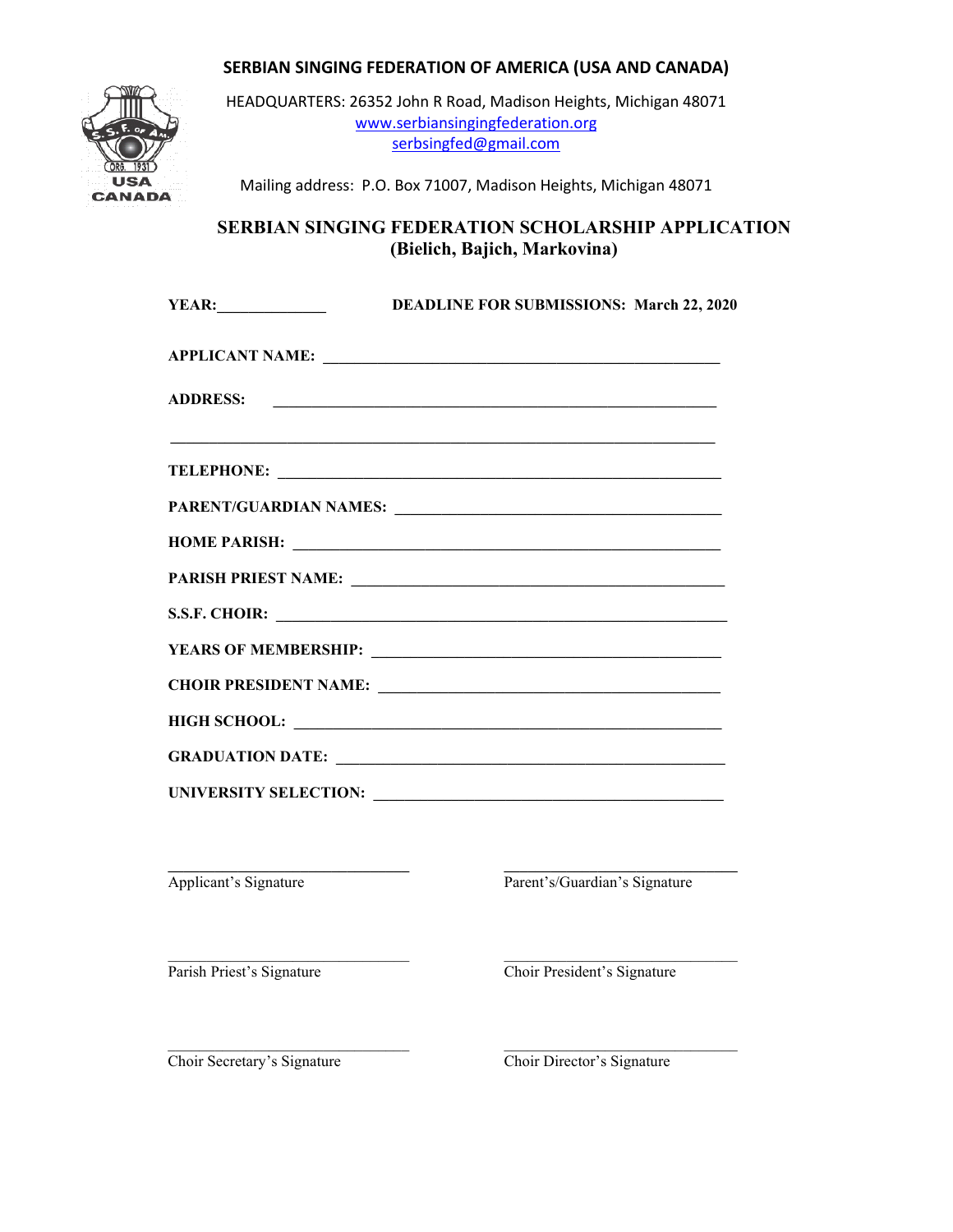# SERBIAN SINGING FEDERATION OF AMERICA (USA AND CANADA)

HEADQUARTERS: 26352 John R Road, Madison Heights, Michigan 48071
www.serbiansingingfederation.org
serbsingfed@gmail.com

Mailing address: P.O. Box 71007, Madison Heights, Michigan 48071

## SERBIAN SINGING FEDERATION SCHOLARSHIP APPLICATION
## (Bielich, Bajich, Markovina)

**YEAR:**_____________ **DEADLINE FOR SUBMISSIONS: March 22, 2020**

**APPLICANT NAME:** _______________________________________________

**ADDRESS:** _______________________________________________

_______________________________________________

**TELEPHONE:** _______________________________________________

**PARENT/GUARDIAN NAMES:** _______________________________________________

**HOME PARISH:** _______________________________________________

**PARISH PRIEST NAME:** _______________________________________________

**S.S.F. CHOIR:** _______________________________________________

**YEARS OF MEMBERSHIP:** _______________________________________________

**CHOIR PRESIDENT NAME:** _______________________________________________

**HIGH SCHOOL:** _______________________________________________

**GRADUATION DATE:** _______________________________________________

**UNIVERSITY SELECTION:** _______________________________________________

_____________________________ _____________________________
Applicant's Signature Parent's/Guardian's Signature

_____________________________ _____________________________
Parish Priest's Signature Choir President's Signature

_____________________________ _____________________________
Choir Secretary's Signature Choir Director's Signature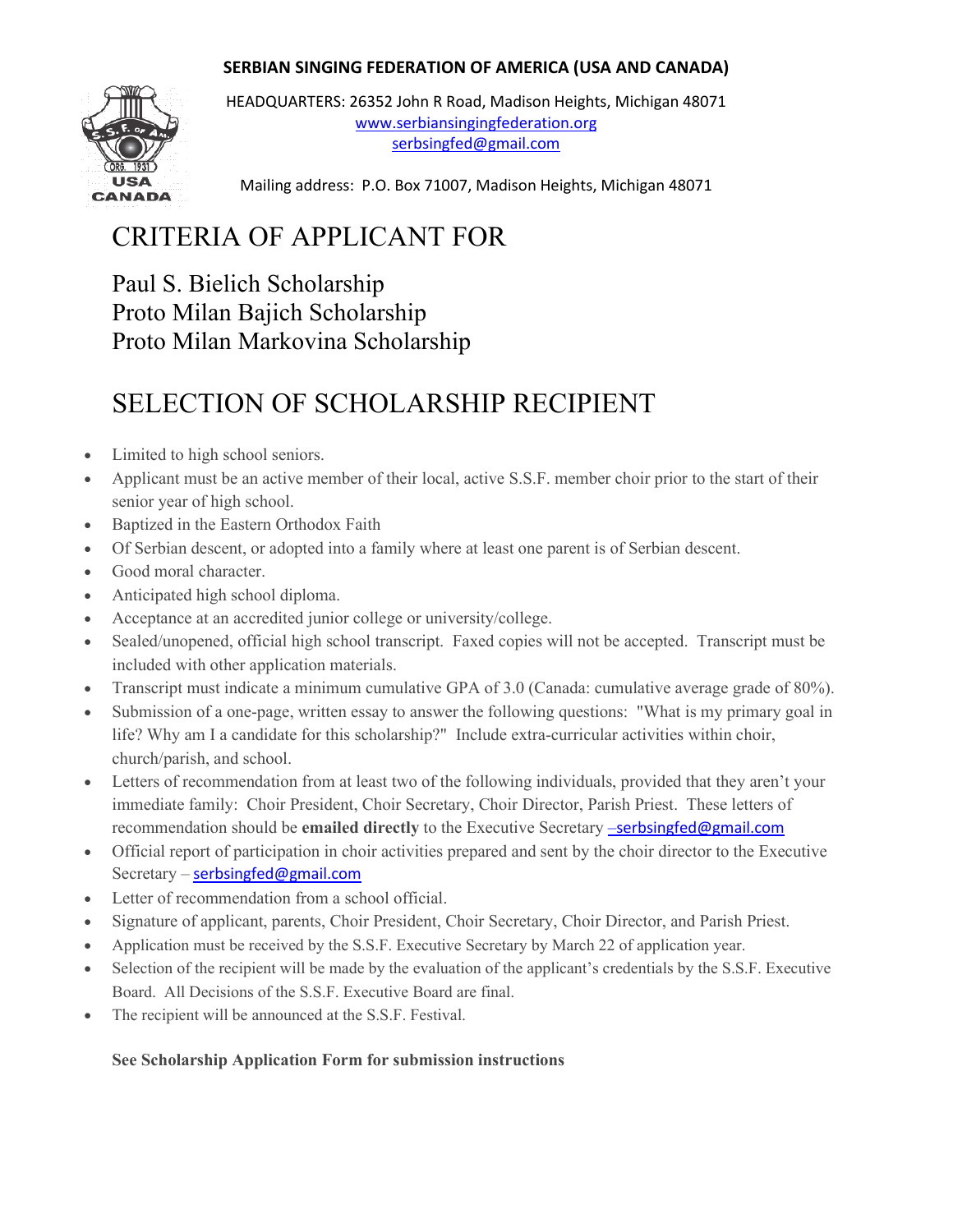**SERBIAN SINGING FEDERATION OF AMERICA (USA AND CANADA)**

HEADQUARTERS: 26352 John R Road, Madison Heights, Michigan 48071
www.serbiansingingfederation.org
serbsingfed@gmail.com

Mailing address: P.O. Box 71007, Madison Heights, Michigan 48071

# CRITERIA OF APPLICANT FOR

## Paul S. Bielich Scholarship
## Proto Milan Bajich Scholarship
## Proto Milan Markovina Scholarship

# SELECTION OF SCHOLARSHIP RECIPIENT

- Limited to high school seniors.
- Applicant must be an active member of their local, active S.S.F. member choir prior to the start of their senior year of high school.
- Baptized in the Eastern Orthodox Faith
- Of Serbian descent, or adopted into a family where at least one parent is of Serbian descent.
- Good moral character.
- Anticipated high school diploma.
- Acceptance at an accredited junior college or university/college.
- Sealed/unopened, official high school transcript. Faxed copies will not be accepted. Transcript must be included with other application materials.
- Transcript must indicate a minimum cumulative GPA of 3.0 (Canada: cumulative average grade of 80%).
- Submission of a one-page, written essay to answer the following questions: "What is my primary goal in life? Why am I a candidate for this scholarship?" Include extra-curricular activities within choir, church/parish, and school.
- Letters of recommendation from at least two of the following individuals, provided that they aren't your immediate family: Choir President, Choir Secretary, Choir Director, Parish Priest. These letters of recommendation should be **emailed directly** to the Executive Secretary –serbsingfed@gmail.com
- Official report of participation in choir activities prepared and sent by the choir director to the Executive Secretary – serbsingfed@gmail.com
- Letter of recommendation from a school official.
- Signature of applicant, parents, Choir President, Choir Secretary, Choir Director, and Parish Priest.
- Application must be received by the S.S.F. Executive Secretary by March 22 of application year.
- Selection of the recipient will be made by the evaluation of the applicant's credentials by the S.S.F. Executive Board. All Decisions of the S.S.F. Executive Board are final.
- The recipient will be announced at the S.S.F. Festival.

**See Scholarship Application Form for submission instructions**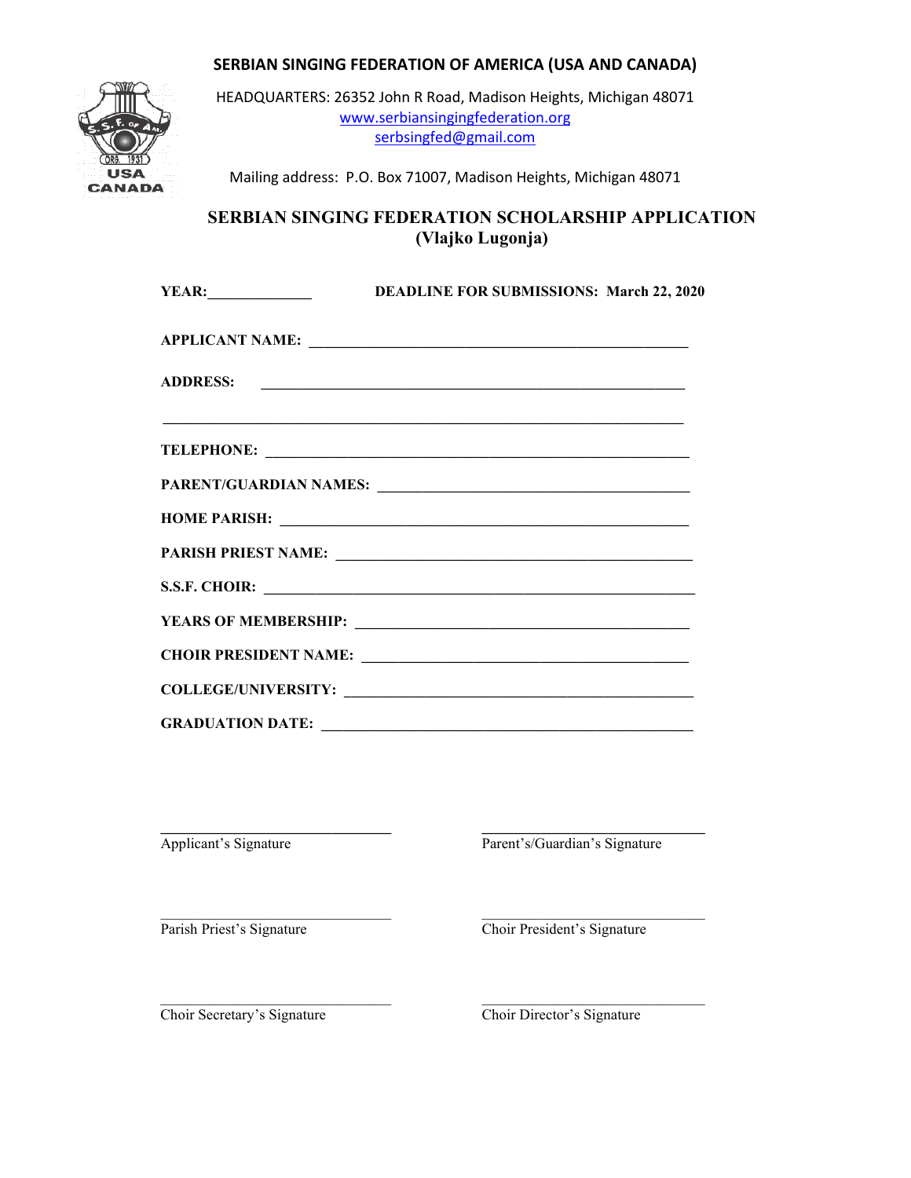**SERBIAN SINGING FEDERATION OF AMERICA (USA AND CANADA)**

HEADQUARTERS: 26352 John R Road, Madison Heights, Michigan 48071
www.serbiansingingfederation.org
serbsingfed@gmail.com

Mailing address: P.O. Box 71007, Madison Heights, Michigan 48071

# SERBIAN SINGING FEDERATION SCHOLARSHIP APPLICATION (Vlajko Lugonja)

**YEAR:**______________ **DEADLINE FOR SUBMISSIONS: March 22, 2020**

**APPLICANT NAME:** ______________________________________________

**ADDRESS:** ______________________________________________

______________________________________________

**TELEPHONE:** ______________________________________________

**PARENT/GUARDIAN NAMES:** ______________________________________________

**HOME PARISH:** ______________________________________________

**PARISH PRIEST NAME:** ______________________________________________

**S.S.F. CHOIR:** ______________________________________________

**YEARS OF MEMBERSHIP:** ______________________________________________

**CHOIR PRESIDENT NAME:** ______________________________________________

**COLLEGE/UNIVERSITY:** ______________________________________________

**GRADUATION DATE:** ______________________________________________

______________________________ ______________________________
Applicant's Signature Parent's/Guardian's Signature

______________________________ ______________________________
Parish Priest's Signature Choir President's Signature

______________________________ ______________________________
Choir Secretary's Signature Choir Director's Signature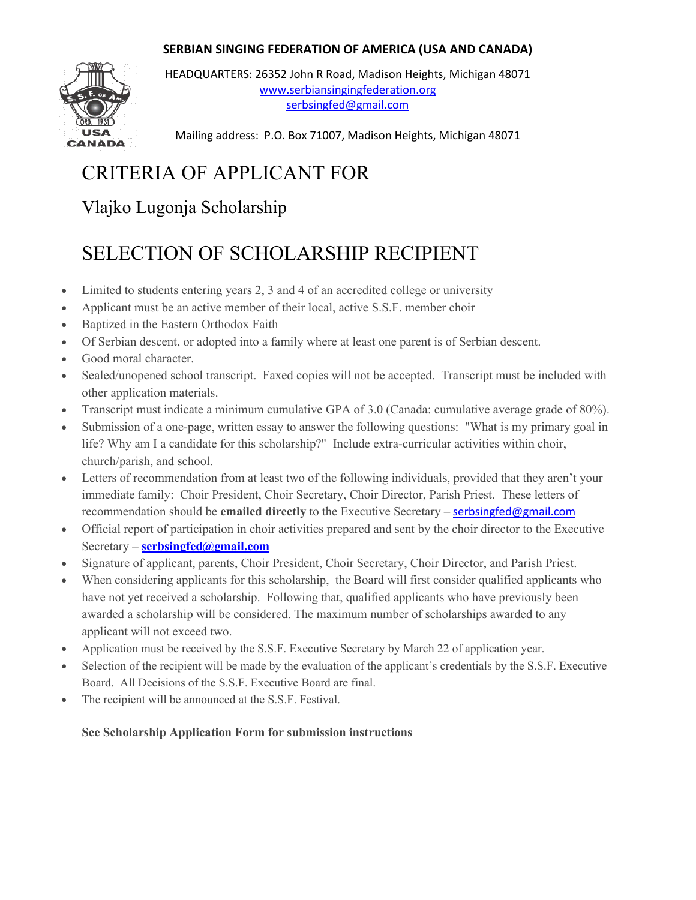**SERBIAN SINGING FEDERATION OF AMERICA (USA AND CANADA)**

HEADQUARTERS: 26352 John R Road, Madison Heights, Michigan 48071
www.serbiansingingfederation.org
serbsingfed@gmail.com

Mailing address: P.O. Box 71007, Madison Heights, Michigan 48071

# CRITERIA OF APPLICANT FOR

## Vlajko Lugonja Scholarship

# SELECTION OF SCHOLARSHIP RECIPIENT

- Limited to students entering years 2, 3 and 4 of an accredited college or university
- Applicant must be an active member of their local, active S.S.F. member choir
- Baptized in the Eastern Orthodox Faith
- Of Serbian descent, or adopted into a family where at least one parent is of Serbian descent.
- Good moral character.
- Sealed/unopened school transcript. Faxed copies will not be accepted. Transcript must be included with other application materials.
- Transcript must indicate a minimum cumulative GPA of 3.0 (Canada: cumulative average grade of 80%).
- Submission of a one-page, written essay to answer the following questions: "What is my primary goal in life? Why am I a candidate for this scholarship?" Include extra-curricular activities within choir, church/parish, and school.
- Letters of recommendation from at least two of the following individuals, provided that they aren't your immediate family: Choir President, Choir Secretary, Choir Director, Parish Priest. These letters of recommendation should be **emailed directly** to the Executive Secretary – serbsingfed@gmail.com
- Official report of participation in choir activities prepared and sent by the choir director to the Executive Secretary – **serbsingfed@gmail.com**
- Signature of applicant, parents, Choir President, Choir Secretary, Choir Director, and Parish Priest.
- When considering applicants for this scholarship, the Board will first consider qualified applicants who have not yet received a scholarship. Following that, qualified applicants who have previously been awarded a scholarship will be considered. The maximum number of scholarships awarded to any applicant will not exceed two.
- Application must be received by the S.S.F. Executive Secretary by March 22 of application year.
- Selection of the recipient will be made by the evaluation of the applicant's credentials by the S.S.F. Executive Board. All Decisions of the S.S.F. Executive Board are final.
- The recipient will be announced at the S.S.F. Festival.

**See Scholarship Application Form for submission instructions**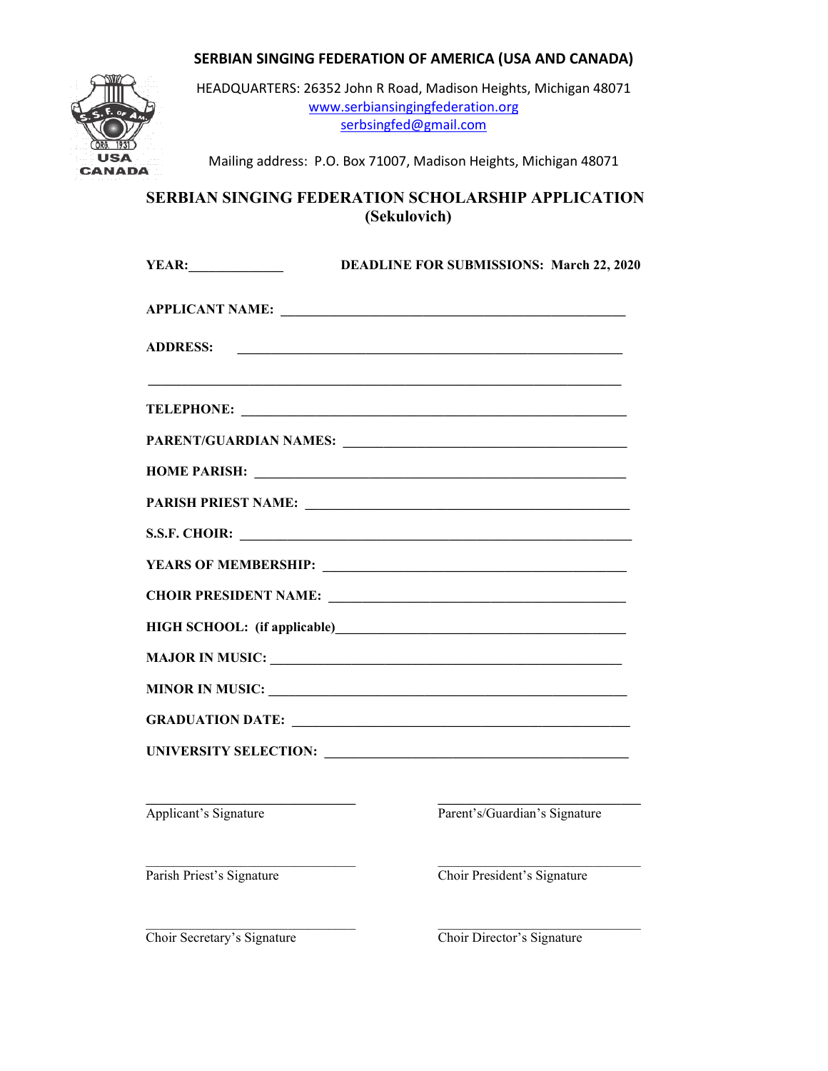**SERBIAN SINGING FEDERATION OF AMERICA (USA AND CANADA)**

HEADQUARTERS: 26352 John R Road, Madison Heights, Michigan 48071
www.serbiansingingfederation.org
serbsingfed@gmail.com

Mailing address: P.O. Box 71007, Madison Heights, Michigan 48071

# SERBIAN SINGING FEDERATION SCHOLARSHIP APPLICATION (Sekulovich)

**YEAR:**\_\_\_\_\_\_\_\_\_\_\_\_\_\_ **DEADLINE FOR SUBMISSIONS: March 22, 2020**

**APPLICANT NAME:** \_\_\_\_\_\_\_\_\_\_\_\_\_\_\_\_\_\_\_\_\_\_\_\_\_\_\_\_\_\_\_\_\_\_\_\_\_\_\_\_\_\_\_\_\_\_\_\_

**ADDRESS:** \_\_\_\_\_\_\_\_\_\_\_\_\_\_\_\_\_\_\_\_\_\_\_\_\_\_\_\_\_\_\_\_\_\_\_\_\_\_\_\_\_\_\_\_\_\_\_\_\_\_\_\_\_\_

\_\_\_\_\_\_\_\_\_\_\_\_\_\_\_\_\_\_\_\_\_\_\_\_\_\_\_\_\_\_\_\_\_\_\_\_\_\_\_\_\_\_\_\_\_\_\_\_\_\_\_\_\_\_\_\_\_\_\_\_\_\_\_\_\_\_

**TELEPHONE:** \_\_\_\_\_\_\_\_\_\_\_\_\_\_\_\_\_\_\_\_\_\_\_\_\_\_\_\_\_\_\_\_\_\_\_\_\_\_\_\_\_\_\_\_\_\_\_\_\_\_\_\_\_\_

**PARENT/GUARDIAN NAMES:** \_\_\_\_\_\_\_\_\_\_\_\_\_\_\_\_\_\_\_\_\_\_\_\_\_\_\_\_\_\_\_\_\_\_\_\_\_\_\_\_

**HOME PARISH:** \_\_\_\_\_\_\_\_\_\_\_\_\_\_\_\_\_\_\_\_\_\_\_\_\_\_\_\_\_\_\_\_\_\_\_\_\_\_\_\_\_\_\_\_\_\_\_\_\_\_\_

**PARISH PRIEST NAME:** \_\_\_\_\_\_\_\_\_\_\_\_\_\_\_\_\_\_\_\_\_\_\_\_\_\_\_\_\_\_\_\_\_\_\_\_\_\_\_\_\_\_\_\_\_

**S.S.F. CHOIR:** \_\_\_\_\_\_\_\_\_\_\_\_\_\_\_\_\_\_\_\_\_\_\_\_\_\_\_\_\_\_\_\_\_\_\_\_\_\_\_\_\_\_\_\_\_\_\_\_\_\_\_\_\_

**YEARS OF MEMBERSHIP:** \_\_\_\_\_\_\_\_\_\_\_\_\_\_\_\_\_\_\_\_\_\_\_\_\_\_\_\_\_\_\_\_\_\_\_\_\_\_\_\_\_\_

**CHOIR PRESIDENT NAME:** \_\_\_\_\_\_\_\_\_\_\_\_\_\_\_\_\_\_\_\_\_\_\_\_\_\_\_\_\_\_\_\_\_\_\_\_\_\_\_\_\_

**HIGH SCHOOL: (if applicable)**\_\_\_\_\_\_\_\_\_\_\_\_\_\_\_\_\_\_\_\_\_\_\_\_\_\_\_\_\_\_\_\_\_\_\_\_\_\_\_\_\_\_

**MAJOR IN MUSIC:** \_\_\_\_\_\_\_\_\_\_\_\_\_\_\_\_\_\_\_\_\_\_\_\_\_\_\_\_\_\_\_\_\_\_\_\_\_\_\_\_\_\_\_\_\_\_\_\_

**MINOR IN MUSIC:** \_\_\_\_\_\_\_\_\_\_\_\_\_\_\_\_\_\_\_\_\_\_\_\_\_\_\_\_\_\_\_\_\_\_\_\_\_\_\_\_\_\_\_\_\_\_\_\_\_

**GRADUATION DATE:** \_\_\_\_\_\_\_\_\_\_\_\_\_\_\_\_\_\_\_\_\_\_\_\_\_\_\_\_\_\_\_\_\_\_\_\_\_\_\_\_\_\_\_\_\_\_\_

**UNIVERSITY SELECTION:** \_\_\_\_\_\_\_\_\_\_\_\_\_\_\_\_\_\_\_\_\_\_\_\_\_\_\_\_\_\_\_\_\_\_\_\_\_\_\_\_\_\_\_

| | |
|---|---|
| \_\_\_\_\_\_\_\_\_\_\_\_\_\_\_\_\_\_\_\_\_\_\_\_\_\_\_\_ | \_\_\_\_\_\_\_\_\_\_\_\_\_\_\_\_\_\_\_\_\_\_\_\_\_\_\_\_ |
| Applicant's Signature | Parent's/Guardian's Signature |
| \_\_\_\_\_\_\_\_\_\_\_\_\_\_\_\_\_\_\_\_\_\_\_\_\_\_\_\_ | \_\_\_\_\_\_\_\_\_\_\_\_\_\_\_\_\_\_\_\_\_\_\_\_\_\_\_\_ |
| Parish Priest's Signature | Choir President's Signature |
| \_\_\_\_\_\_\_\_\_\_\_\_\_\_\_\_\_\_\_\_\_\_\_\_\_\_\_\_ | \_\_\_\_\_\_\_\_\_\_\_\_\_\_\_\_\_\_\_\_\_\_\_\_\_\_\_\_ |
| Choir Secretary's Signature | Choir Director's Signature |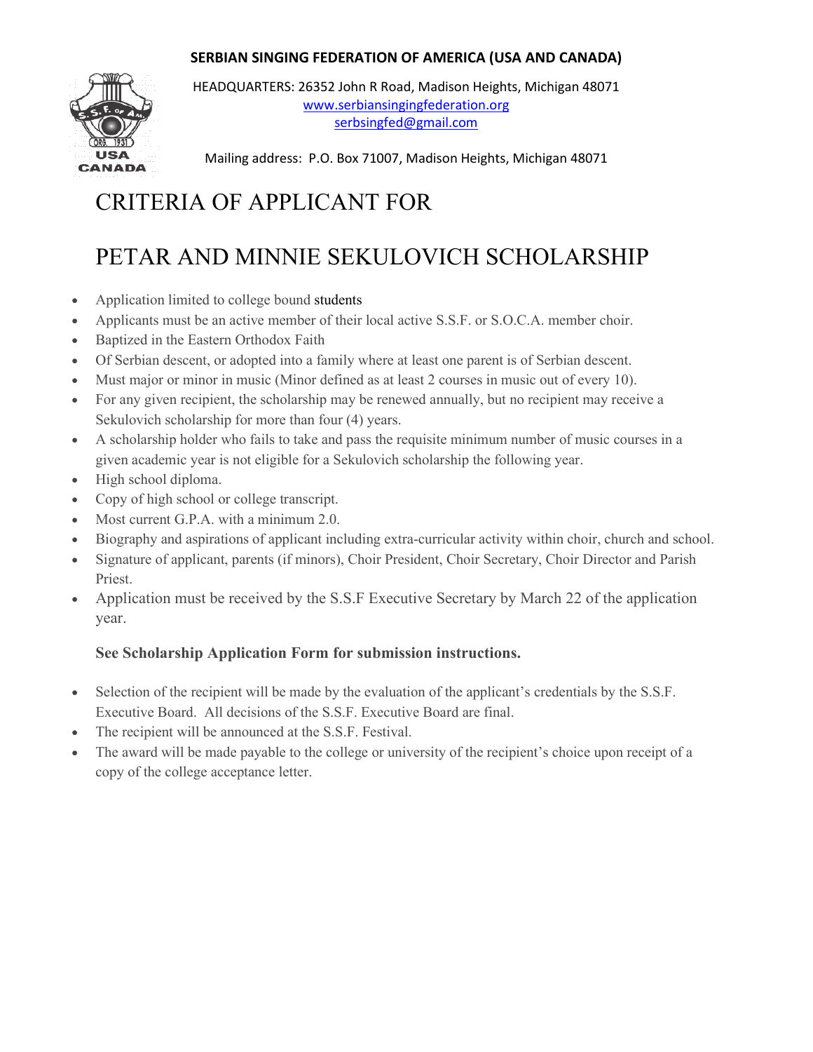**SERBIAN SINGING FEDERATION OF AMERICA (USA AND CANADA)**

HEADQUARTERS: 26352 John R Road, Madison Heights, Michigan 48071
www.serbiansingingfederation.org
serbsingfed@gmail.com

Mailing address: P.O. Box 71007, Madison Heights, Michigan 48071

# CRITERIA OF APPLICANT FOR

# PETAR AND MINNIE SEKULOVICH SCHOLARSHIP

- Application limited to college bound students
- Applicants must be an active member of their local active S.S.F. or S.O.C.A. member choir.
- Baptized in the Eastern Orthodox Faith
- Of Serbian descent, or adopted into a family where at least one parent is of Serbian descent.
- Must major or minor in music (Minor defined as at least 2 courses in music out of every 10).
- For any given recipient, the scholarship may be renewed annually, but no recipient may receive a Sekulovich scholarship for more than four (4) years.
- A scholarship holder who fails to take and pass the requisite minimum number of music courses in a given academic year is not eligible for a Sekulovich scholarship the following year.
- High school diploma.
- Copy of high school or college transcript.
- Most current G.P.A. with a minimum 2.0.
- Biography and aspirations of applicant including extra-curricular activity within choir, church and school.
- Signature of applicant, parents (if minors), Choir President, Choir Secretary, Choir Director and Parish Priest.
- Application must be received by the S.S.F Executive Secretary by March 22 of the application year.

**See Scholarship Application Form for submission instructions.**

- Selection of the recipient will be made by the evaluation of the applicant's credentials by the S.S.F. Executive Board. All decisions of the S.S.F. Executive Board are final.
- The recipient will be announced at the S.S.F. Festival.
- The award will be made payable to the college or university of the recipient's choice upon receipt of a copy of the college acceptance letter.